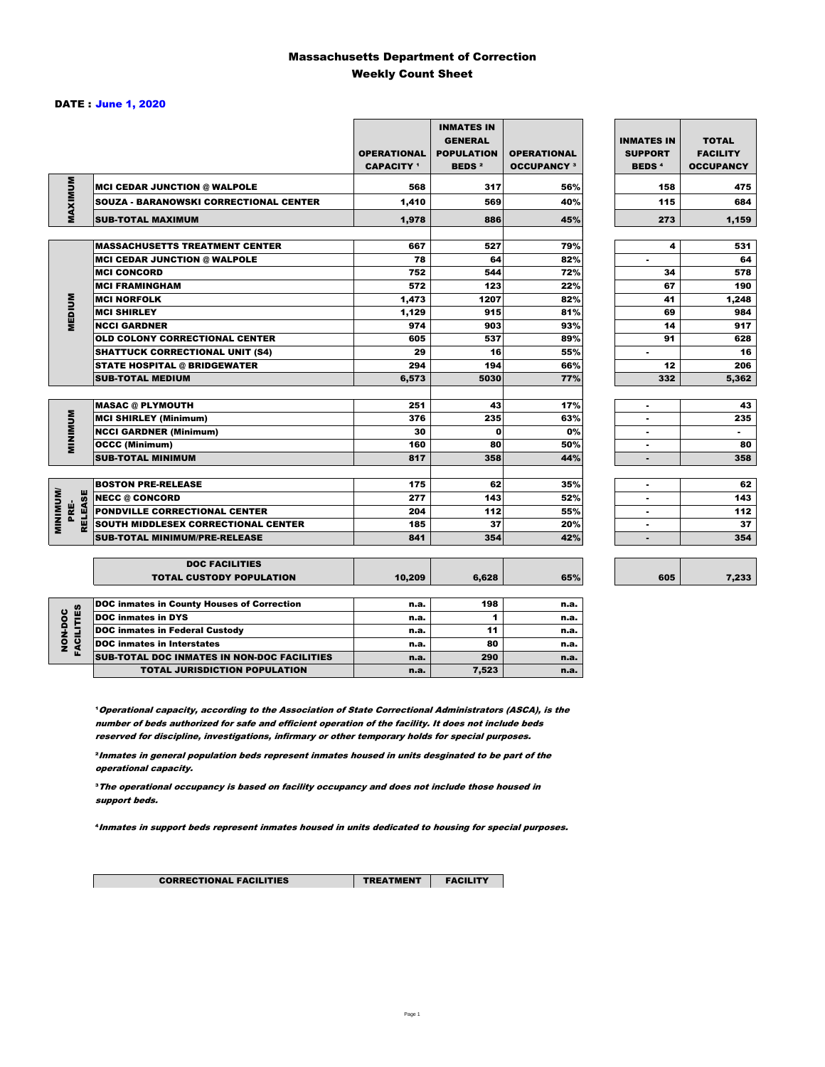# Massachusetts Department of Correction
## Weekly Count Sheet

**DATE : June 1, 2020**

| | | OPERATIONAL CAPACITY [1] | INMATES IN GENERAL POPULATION BEDS [2] | OPERATIONAL OCCUPANCY [3] | INMATES IN SUPPORT BEDS [4] | TOTAL FACILITY OCCUPANCY |
|---|---|---|---|---|---|---|
| MAXIMUM | MCI CEDAR JUNCTION @ WALPOLE | 568 | 317 | 56% | 158 | 475 |
| | SOUZA - BARANOWSKI CORRECTIONAL CENTER | 1,410 | 569 | 40% | 115 | 684 |
| | SUB-TOTAL MAXIMUM | 1,978 | 886 | 45% | 273 | 1,159 |
| MEDIUM | MASSACHUSETTS TREATMENT CENTER | 667 | 527 | 79% | 4 | 531 |
| | MCI CEDAR JUNCTION @ WALPOLE | 78 | 64 | 82% | - | 64 |
| | MCI CONCORD | 752 | 544 | 72% | 34 | 578 |
| | MCI FRAMINGHAM | 572 | 123 | 22% | 67 | 190 |
| | MCI NORFOLK | 1,473 | 1207 | 82% | 41 | 1,248 |
| | MCI SHIRLEY | 1,129 | 915 | 81% | 69 | 984 |
| | NCCI GARDNER | 974 | 903 | 93% | 14 | 917 |
| | OLD COLONY CORRECTIONAL CENTER | 605 | 537 | 89% | 91 | 628 |
| | SHATTUCK CORRECTIONAL UNIT (S4) | 29 | 16 | 55% | - | 16 |
| | STATE HOSPITAL @ BRIDGEWATER | 294 | 194 | 66% | 12 | 206 |
| | SUB-TOTAL MEDIUM | 6,573 | 5030 | 77% | 332 | 5,362 |
| MINIMUM | MASAC @ PLYMOUTH | 251 | 43 | 17% | - | 43 |
| | MCI SHIRLEY (Minimum) | 376 | 235 | 63% | - | 235 |
| | NCCI GARDNER (Minimum) | 30 | 0 | 0% | - | - |
| | OCCC (Minimum) | 160 | 80 | 50% | - | 80 |
| | SUB-TOTAL MINIMUM | 817 | 358 | 44% | - | 358 |
| MINIMUM/ PRE-RELEASE | BOSTON PRE-RELEASE | 175 | 62 | 35% | - | 62 |
| | NECC @ CONCORD | 277 | 143 | 52% | - | 143 |
| | PONDVILLE CORRECTIONAL CENTER | 204 | 112 | 55% | - | 112 |
| | SOUTH MIDDLESEX CORRECTIONAL CENTER | 185 | 37 | 20% | - | 37 |
| | SUB-TOTAL MINIMUM/PRE-RELEASE | 841 | 354 | 42% | - | 354 |
| | DOC FACILITIES TOTAL CUSTODY POPULATION | 10,209 | 6,628 | 65% | 605 | 7,233 |
| NON-DOC FACILITIES | DOC inmates in County Houses of Correction | n.a. | 198 | n.a. | | |
| | DOC inmates in DYS | n.a. | 1 | n.a. | | |
| | DOC inmates in Federal Custody | n.a. | 11 | n.a. | | |
| | DOC inmates in Interstates | n.a. | 80 | n.a. | | |
| | SUB-TOTAL DOC INMATES IN NON-DOC FACILITIES | n.a. | 290 | n.a. | | |
| | TOTAL JURISDICTION POPULATION | n.a. | 7,523 | n.a. | | |

[1] *Operational capacity, according to the Association of State Correctional Administrators (ASCA), is the number of beds authorized for safe and efficient operation of the facility. It does not include beds reserved for discipline, investigations, infirmary or other temporary holds for special purposes.*

[2] *Inmates in general population beds represent inmates housed in units desginated to be part of the operational capacity.*

[3] *The operational occupancy is based on facility occupancy and does not include those housed in support beds.*

[4] *Inmates in support beds represent inmates housed in units dedicated to housing for special purposes.*

| CORRECTIONAL FACILITIES | TREATMENT | FACILITY |
|---|---|---|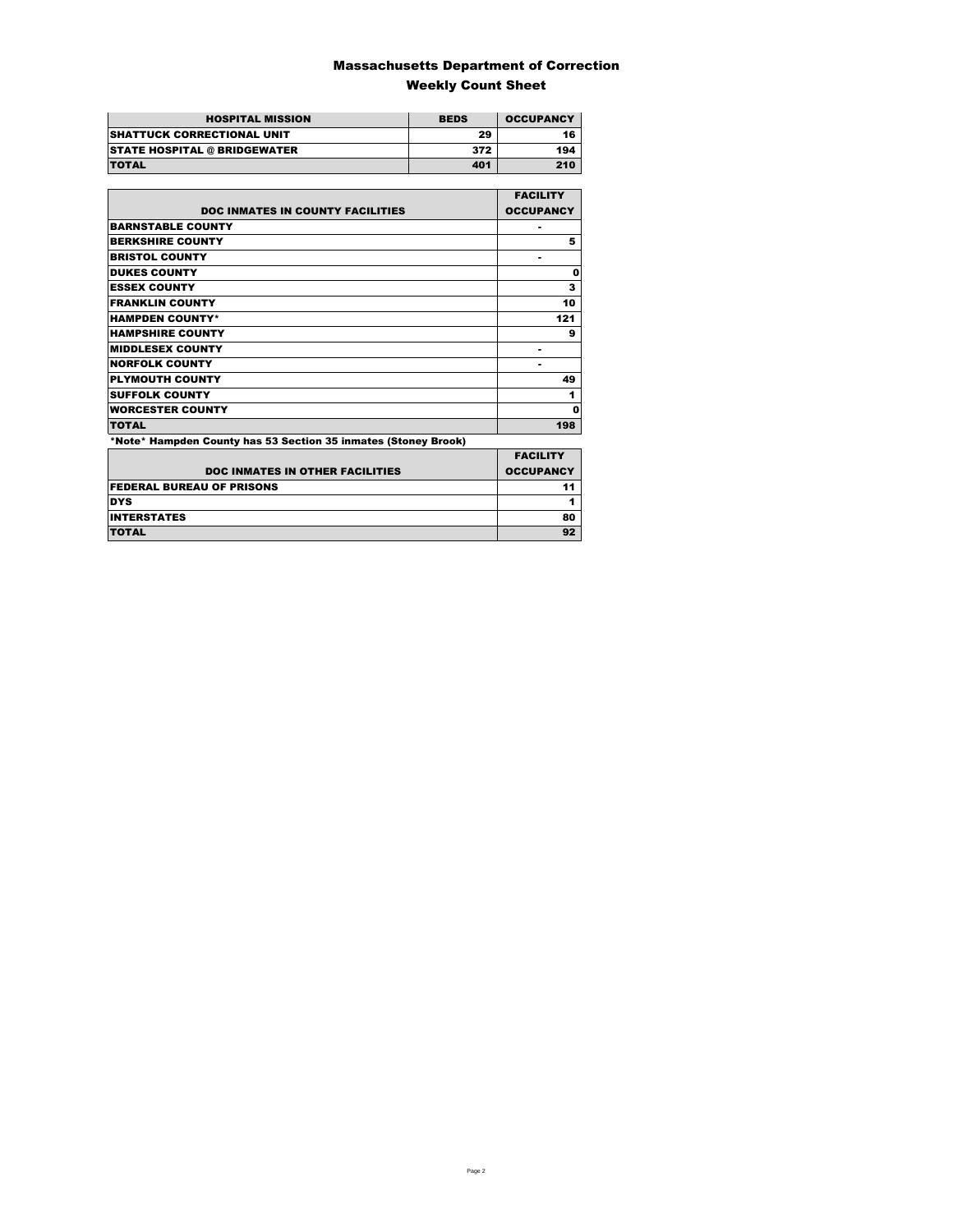# Massachusetts Department of Correction

## Weekly Count Sheet

| HOSPITAL MISSION | BEDS | OCCUPANCY |
| --- | --- | --- |
| SHATTUCK CORRECTIONAL UNIT | 29 | 16 |
| STATE HOSPITAL @ BRIDGEWATER | 372 | 194 |
| TOTAL | 401 | 210 |

| DOC INMATES IN COUNTY FACILITIES | FACILITY OCCUPANCY |
| --- | --- |
| BARNSTABLE COUNTY | - |
| BERKSHIRE COUNTY | 5 |
| BRISTOL COUNTY | - |
| DUKES COUNTY | 0 |
| ESSEX COUNTY | 3 |
| FRANKLIN COUNTY | 10 |
| HAMPDEN COUNTY* | 121 |
| HAMPSHIRE COUNTY | 9 |
| MIDDLESEX COUNTY | - |
| NORFOLK COUNTY | - |
| PLYMOUTH COUNTY | 49 |
| SUFFOLK COUNTY | 1 |
| WORCESTER COUNTY | 0 |
| TOTAL | 198 |

*Note* Hampden County has 53 Section 35 inmates (Stoney Brook)

| DOC INMATES IN OTHER FACILITIES | FACILITY OCCUPANCY |
| --- | --- |
| FEDERAL BUREAU OF PRISONS | 11 |
| DYS | 1 |
| INTERSTATES | 80 |
| TOTAL | 92 |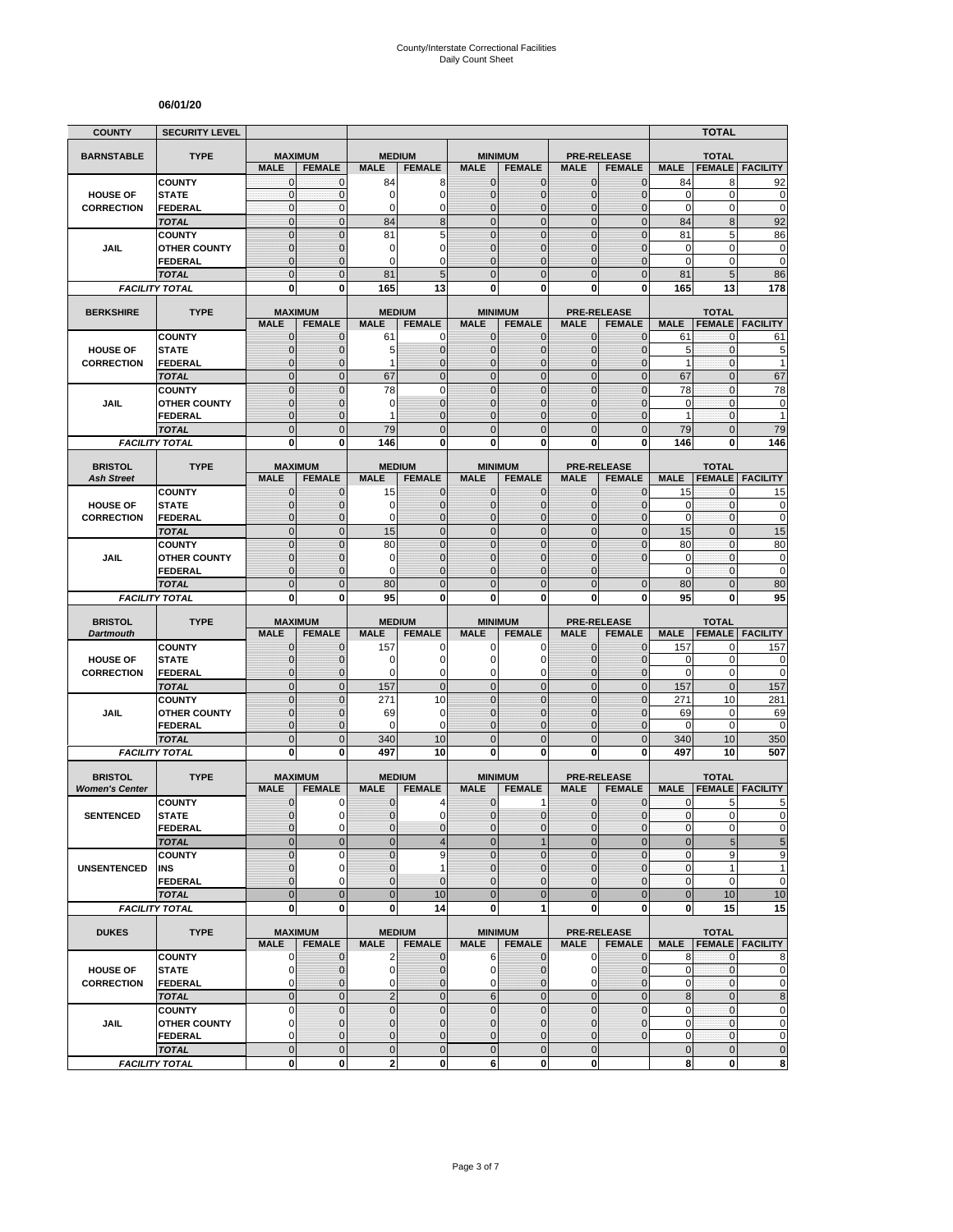# County/Interstate Correctional Facilities
Daily Count Sheet

**06/01/20**

| COUNTY | SECURITY LEVEL | | | | | | | | | | TOTAL | |
|---|---|---|---|---|---|---|---|---|---|---|---|---|
| **BARNSTABLE** | **TYPE** | **MAXIMUM** | | **MEDIUM** | | **MINIMUM** | | **PRE-RELEASE** | | **TOTAL** | | |
| | | **MALE** | **FEMALE** | **MALE** | **FEMALE** | **MALE** | **FEMALE** | **MALE** | **FEMALE** | **MALE** | **FEMALE** | **FACILITY** |
| **HOUSE OF CORRECTION** | COUNTY | 0 | 0 | 84 | 8 | 0 | 0 | 0 | 0 | 84 | 8 | 92 |
| | STATE | 0 | 0 | 0 | 0 | 0 | 0 | 0 | 0 | 0 | 0 | 0 |
| | FEDERAL | 0 | 0 | 0 | 0 | 0 | 0 | 0 | 0 | 0 | 0 | 0 |
| | *TOTAL* | 0 | 0 | 84 | 8 | 0 | 0 | 0 | 0 | 84 | 8 | 92 |
| **JAIL** | COUNTY | 0 | 0 | 81 | 5 | 0 | 0 | 0 | 0 | 81 | 5 | 86 |
| | OTHER COUNTY | 0 | 0 | 0 | 0 | 0 | 0 | 0 | 0 | 0 | 0 | 0 |
| | FEDERAL | 0 | 0 | 0 | 0 | 0 | 0 | 0 | 0 | 0 | 0 | 0 |
| | *TOTAL* | 0 | 0 | 81 | 5 | 0 | 0 | 0 | 0 | 81 | 5 | 86 |
| *FACILITY TOTAL* | | **0** | **0** | **165** | **13** | **0** | **0** | **0** | **0** | **165** | **13** | **178** |
| **BERKSHIRE** | **TYPE** | **MAXIMUM** | | **MEDIUM** | | **MINIMUM** | | **PRE-RELEASE** | | **TOTAL** | | |
| | | **MALE** | **FEMALE** | **MALE** | **FEMALE** | **MALE** | **FEMALE** | **MALE** | **FEMALE** | **MALE** | **FEMALE** | **FACILITY** |
| **HOUSE OF CORRECTION** | COUNTY | 0 | 0 | 61 | 0 | 0 | 0 | 0 | 0 | 61 | 0 | 61 |
| | STATE | 0 | 0 | 5 | 0 | 0 | 0 | 0 | 0 | 5 | 0 | 5 |
| | FEDERAL | 0 | 0 | 1 | 0 | 0 | 0 | 0 | 0 | 1 | 0 | 1 |
| | *TOTAL* | 0 | 0 | 67 | 0 | 0 | 0 | 0 | 0 | 67 | 0 | 67 |
| **JAIL** | COUNTY | 0 | 0 | 78 | 0 | 0 | 0 | 0 | 0 | 78 | 0 | 78 |
| | OTHER COUNTY | 0 | 0 | 0 | 0 | 0 | 0 | 0 | 0 | 0 | 0 | 0 |
| | FEDERAL | 0 | 0 | 1 | 0 | 0 | 0 | 0 | 0 | 1 | 0 | 1 |
| | *TOTAL* | 0 | 0 | 79 | 0 | 0 | 0 | 0 | 0 | 79 | 0 | 79 |
| *FACILITY TOTAL* | | **0** | **0** | **146** | **0** | **0** | **0** | **0** | **0** | **146** | **0** | **146** |
| **BRISTOL** *Ash Street* | **TYPE** | **MAXIMUM** | | **MEDIUM** | | **MINIMUM** | | **PRE-RELEASE** | | **TOTAL** | | |
| | | **MALE** | **FEMALE** | **MALE** | **FEMALE** | **MALE** | **FEMALE** | **MALE** | **FEMALE** | **MALE** | **FEMALE** | **FACILITY** |
| **HOUSE OF CORRECTION** | COUNTY | 0 | 0 | 15 | 0 | 0 | 0 | 0 | 0 | 15 | 0 | 15 |
| | STATE | 0 | 0 | 0 | 0 | 0 | 0 | 0 | 0 | 0 | 0 | 0 |
| | FEDERAL | 0 | 0 | 0 | 0 | 0 | 0 | 0 | 0 | 0 | 0 | 0 |
| | *TOTAL* | 0 | 0 | 15 | 0 | 0 | 0 | 0 | 0 | 15 | 0 | 15 |
| **JAIL** | COUNTY | 0 | 0 | 80 | 0 | 0 | 0 | 0 | 0 | 80 | 0 | 80 |
| | OTHER COUNTY | 0 | 0 | 0 | 0 | 0 | 0 | 0 | 0 | 0 | 0 | 0 |
| | FEDERAL | 0 | 0 | 0 | 0 | 0 | 0 | 0 | | 0 | 0 | 0 |
| | *TOTAL* | 0 | 0 | 80 | 0 | 0 | 0 | 0 | 0 | 80 | 0 | 80 |
| *FACILITY TOTAL* | | **0** | **0** | **95** | **0** | **0** | **0** | **0** | **0** | **95** | **0** | **95** |
| **BRISTOL** *Dartmouth* | **TYPE** | **MAXIMUM** | | **MEDIUM** | | **MINIMUM** | | **PRE-RELEASE** | | **TOTAL** | | |
| | | **MALE** | **FEMALE** | **MALE** | **FEMALE** | **MALE** | **FEMALE** | **MALE** | **FEMALE** | **MALE** | **FEMALE** | **FACILITY** |
| **HOUSE OF CORRECTION** | COUNTY | 0 | 0 | 157 | 0 | 0 | 0 | 0 | 0 | 157 | 0 | 157 |
| | STATE | 0 | 0 | 0 | 0 | 0 | 0 | 0 | 0 | 0 | 0 | 0 |
| | FEDERAL | 0 | 0 | 0 | 0 | 0 | 0 | 0 | 0 | 0 | 0 | 0 |
| | *TOTAL* | 0 | 0 | 157 | 0 | 0 | 0 | 0 | 0 | 157 | 0 | 157 |
| **JAIL** | COUNTY | 0 | 0 | 271 | 10 | 0 | 0 | 0 | 0 | 271 | 10 | 281 |
| | OTHER COUNTY | 0 | 0 | 69 | 0 | 0 | 0 | 0 | 0 | 69 | 0 | 69 |
| | FEDERAL | 0 | 0 | 0 | 0 | 0 | 0 | 0 | 0 | 0 | 0 | 0 |
| | *TOTAL* | 0 | 0 | 340 | 10 | 0 | 0 | 0 | 0 | 340 | 10 | 350 |
| *FACILITY TOTAL* | | **0** | **0** | **497** | **10** | **0** | **0** | **0** | **0** | **497** | **10** | **507** |
| **BRISTOL** *Women's Center* | **TYPE** | **MAXIMUM** | | **MEDIUM** | | **MINIMUM** | | **PRE-RELEASE** | | **TOTAL** | | |
| | | **MALE** | **FEMALE** | **MALE** | **FEMALE** | **MALE** | **FEMALE** | **MALE** | **FEMALE** | **MALE** | **FEMALE** | **FACILITY** |
| **SENTENCED** | COUNTY | 0 | 0 | 0 | 4 | 0 | 1 | 0 | 0 | 0 | 5 | 5 |
| | STATE | 0 | 0 | 0 | 0 | 0 | 0 | 0 | 0 | 0 | 0 | 0 |
| | FEDERAL | 0 | 0 | 0 | 0 | 0 | 0 | 0 | 0 | 0 | 0 | 0 |
| | *TOTAL* | 0 | 0 | 0 | 4 | 0 | 1 | 0 | 0 | 0 | 5 | 5 |
| **UNSENTENCED** | COUNTY | 0 | 0 | 0 | 9 | 0 | 0 | 0 | 0 | 0 | 9 | 9 |
| | INS | 0 | 0 | 0 | 1 | 0 | 0 | 0 | 0 | 0 | 1 | 1 |
| | FEDERAL | 0 | 0 | 0 | 0 | 0 | 0 | 0 | 0 | 0 | 0 | 0 |
| | *TOTAL* | 0 | 0 | 0 | 10 | 0 | 0 | 0 | 0 | 0 | 10 | 10 |
| *FACILITY TOTAL* | | **0** | **0** | **0** | **14** | **0** | **1** | **0** | **0** | **0** | **15** | **15** |
| **DUKES** | **TYPE** | **MAXIMUM** | | **MEDIUM** | | **MINIMUM** | | **PRE-RELEASE** | | **TOTAL** | | |
| | | **MALE** | **FEMALE** | **MALE** | **FEMALE** | **MALE** | **FEMALE** | **MALE** | **FEMALE** | **MALE** | **FEMALE** | **FACILITY** |
| **HOUSE OF CORRECTION** | COUNTY | 0 | 0 | 2 | 0 | 6 | 0 | 0 | 0 | 8 | 0 | 8 |
| | STATE | 0 | 0 | 0 | 0 | 0 | 0 | 0 | 0 | 0 | 0 | 0 |
| | FEDERAL | 0 | 0 | 0 | 0 | 0 | 0 | 0 | 0 | 0 | 0 | 0 |
| | *TOTAL* | 0 | 0 | 2 | 0 | 6 | 0 | 0 | 0 | 8 | 0 | 8 |
| **JAIL** | COUNTY | 0 | 0 | 0 | 0 | 0 | 0 | 0 | 0 | 0 | 0 | 0 |
| | OTHER COUNTY | 0 | 0 | 0 | 0 | 0 | 0 | 0 | 0 | 0 | 0 | 0 |
| | FEDERAL | 0 | 0 | 0 | 0 | 0 | 0 | 0 | 0 | 0 | 0 | 0 |
| | *TOTAL* | 0 | 0 | 0 | 0 | 0 | 0 | 0 | | 0 | 0 | 0 |
| *FACILITY TOTAL* | | **0** | **0** | **2** | **0** | **6** | **0** | **0** | | **8** | **0** | **8** |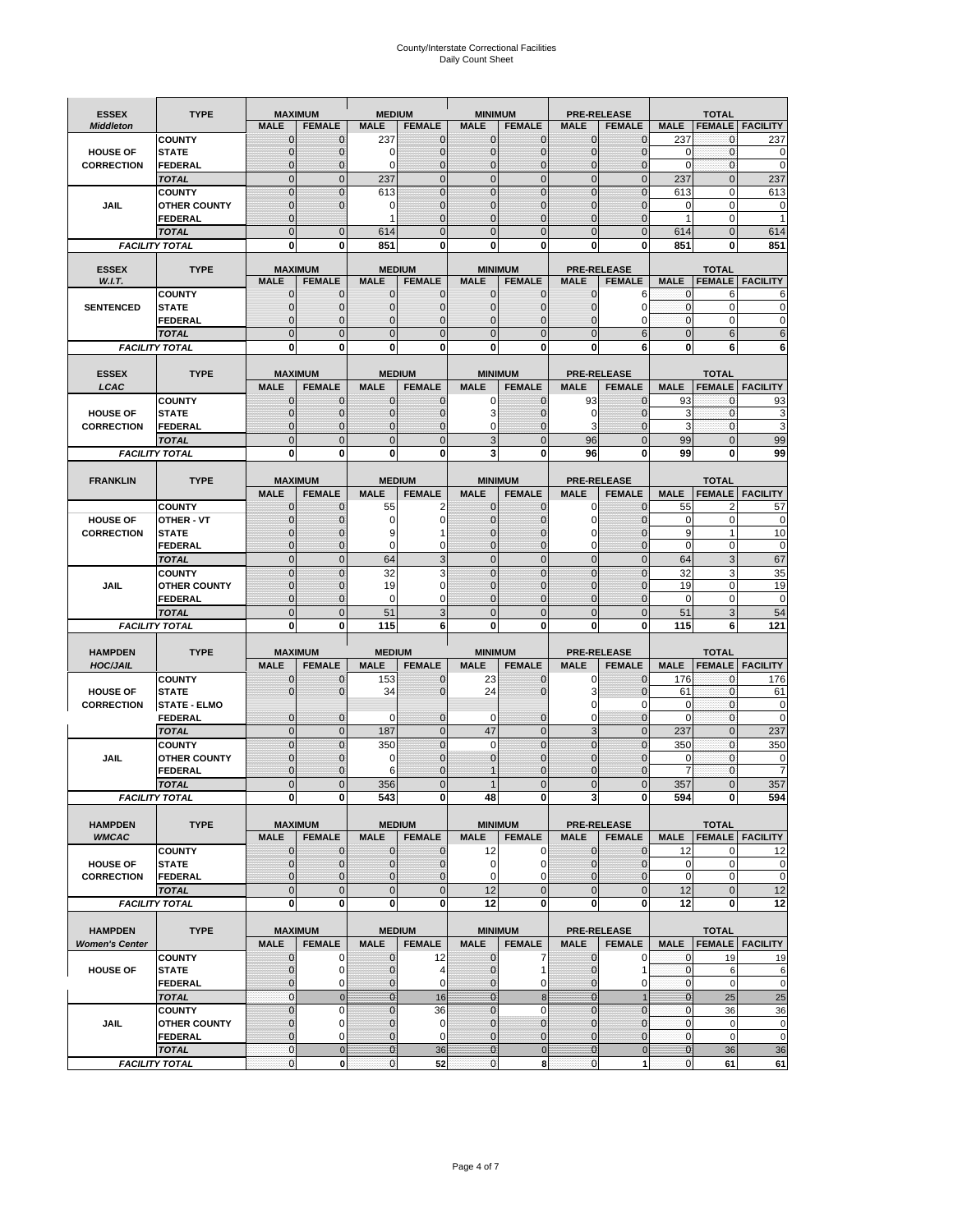# County/Interstate Correctional Facilities
## Daily Count Sheet

| ESSEX *Middleton* | TYPE | MAXIMUM MALE | MAXIMUM FEMALE | MEDIUM MALE | MEDIUM FEMALE | MINIMUM MALE | MINIMUM FEMALE | PRE-RELEASE MALE | PRE-RELEASE FEMALE | TOTAL MALE | TOTAL FEMALE | TOTAL FACILITY |
|---|---|---|---|---|---|---|---|---|---|---|---|---|
| | COUNTY | 0 | 0 | 237 | 0 | 0 | 0 | 0 | 0 | 237 | 0 | 237 |
| HOUSE OF | STATE | 0 | 0 | 0 | 0 | 0 | 0 | 0 | 0 | 0 | 0 | 0 |
| CORRECTION | FEDERAL | 0 | 0 | 0 | 0 | 0 | 0 | 0 | 0 | 0 | 0 | 0 |
| | TOTAL | 0 | 0 | 237 | 0 | 0 | 0 | 0 | 0 | 237 | 0 | 237 |
| | COUNTY | 0 | 0 | 613 | 0 | 0 | 0 | 0 | 0 | 613 | 0 | 613 |
| JAIL | OTHER COUNTY | 0 | 0 | 0 | 0 | 0 | 0 | 0 | 0 | 0 | 0 | 0 |
| | FEDERAL | 0 | | 1 | 0 | 0 | 0 | 0 | 0 | 1 | 0 | 1 |
| | TOTAL | 0 | 0 | 614 | 0 | 0 | 0 | 0 | 0 | 614 | 0 | 614 |
| FACILITY TOTAL | | 0 | 0 | 851 | 0 | 0 | 0 | 0 | 0 | 851 | 0 | 851 |

| ESSEX *W.I.T.* | TYPE | MAXIMUM MALE | MAXIMUM FEMALE | MEDIUM MALE | MEDIUM FEMALE | MINIMUM MALE | MINIMUM FEMALE | PRE-RELEASE MALE | PRE-RELEASE FEMALE | TOTAL MALE | TOTAL FEMALE | TOTAL FACILITY |
|---|---|---|---|---|---|---|---|---|---|---|---|---|
| | COUNTY | 0 | 0 | 0 | 0 | 0 | 0 | 0 | 6 | 0 | 6 | 6 |
| SENTENCED | STATE | 0 | 0 | 0 | 0 | 0 | 0 | 0 | 0 | 0 | 0 | 0 |
| | FEDERAL | 0 | 0 | 0 | 0 | 0 | 0 | 0 | 0 | 0 | 0 | 0 |
| | TOTAL | 0 | 0 | 0 | 0 | 0 | 0 | 0 | 6 | 0 | 6 | 6 |
| FACILITY TOTAL | | 0 | 0 | 0 | 0 | 0 | 0 | 0 | 6 | 0 | 6 | 6 |

| ESSEX *LCAC* | TYPE | MAXIMUM MALE | MAXIMUM FEMALE | MEDIUM MALE | MEDIUM FEMALE | MINIMUM MALE | MINIMUM FEMALE | PRE-RELEASE MALE | PRE-RELEASE FEMALE | TOTAL MALE | TOTAL FEMALE | TOTAL FACILITY |
|---|---|---|---|---|---|---|---|---|---|---|---|---|
| | COUNTY | 0 | 0 | 0 | 0 | 0 | 0 | 93 | 0 | 93 | 0 | 93 |
| HOUSE OF | STATE | 0 | 0 | 0 | 0 | 3 | 0 | 0 | 0 | 3 | 0 | 3 |
| CORRECTION | FEDERAL | 0 | 0 | 0 | 0 | 0 | 0 | 3 | 0 | 3 | 0 | 3 |
| | TOTAL | 0 | 0 | 0 | 0 | 3 | 0 | 96 | 0 | 99 | 0 | 99 |
| FACILITY TOTAL | | 0 | 0 | 0 | 0 | 3 | 0 | 96 | 0 | 99 | 0 | 99 |

| FRANKLIN | TYPE | MAXIMUM MALE | MAXIMUM FEMALE | MEDIUM MALE | MEDIUM FEMALE | MINIMUM MALE | MINIMUM FEMALE | PRE-RELEASE MALE | PRE-RELEASE FEMALE | TOTAL MALE | TOTAL FEMALE | TOTAL FACILITY |
|---|---|---|---|---|---|---|---|---|---|---|---|---|
| | COUNTY | 0 | 0 | 55 | 2 | 0 | 0 | 0 | 0 | 55 | 2 | 57 |
| HOUSE OF | OTHER - VT | 0 | 0 | 0 | 0 | 0 | 0 | 0 | 0 | 0 | 0 | 0 |
| CORRECTION | STATE | 0 | 0 | 9 | 1 | 0 | 0 | 0 | 0 | 9 | 1 | 10 |
| | FEDERAL | 0 | 0 | 0 | 0 | 0 | 0 | 0 | 0 | 0 | 0 | 0 |
| | TOTAL | 0 | 0 | 64 | 3 | 0 | 0 | 0 | 0 | 64 | 3 | 67 |
| | COUNTY | 0 | 0 | 32 | 3 | 0 | 0 | 0 | 0 | 32 | 3 | 35 |
| JAIL | OTHER COUNTY | 0 | 0 | 19 | 0 | 0 | 0 | 0 | 0 | 19 | 0 | 19 |
| | FEDERAL | 0 | 0 | 0 | 0 | 0 | 0 | 0 | 0 | 0 | 0 | 0 |
| | TOTAL | 0 | 0 | 51 | 3 | 0 | 0 | 0 | 0 | 51 | 3 | 54 |
| FACILITY TOTAL | | 0 | 0 | 115 | 6 | 0 | 0 | 0 | 0 | 115 | 6 | 121 |

| HAMPDEN *HOC/JAIL* | TYPE | MAXIMUM MALE | MAXIMUM FEMALE | MEDIUM MALE | MEDIUM FEMALE | MINIMUM MALE | MINIMUM FEMALE | PRE-RELEASE MALE | PRE-RELEASE FEMALE | TOTAL MALE | TOTAL FEMALE | TOTAL FACILITY |
|---|---|---|---|---|---|---|---|---|---|---|---|---|
| | COUNTY | 0 | 0 | 153 | 0 | 23 | 0 | 0 | 0 | 176 | 0 | 176 |
| HOUSE OF | STATE | 0 | 0 | 34 | 0 | 24 | 0 | 3 | 0 | 61 | 0 | 61 |
| CORRECTION | STATE - ELMO | | | | | | | 0 | 0 | 0 | 0 | 0 |
| | FEDERAL | 0 | 0 | 0 | 0 | 0 | 0 | 0 | 0 | 0 | 0 | 0 |
| | TOTAL | 0 | 0 | 187 | 0 | 47 | 0 | 3 | 0 | 237 | 0 | 237 |
| | COUNTY | 0 | 0 | 350 | 0 | 0 | 0 | 0 | 0 | 350 | 0 | 350 |
| JAIL | OTHER COUNTY | 0 | 0 | 0 | 0 | 0 | 0 | 0 | 0 | 0 | 0 | 0 |
| | FEDERAL | 0 | 0 | 6 | 0 | 1 | 0 | 0 | 0 | 7 | 0 | 7 |
| | TOTAL | 0 | 0 | 356 | 0 | 1 | 0 | 0 | 0 | 357 | 0 | 357 |
| FACILITY TOTAL | | 0 | 0 | 543 | 0 | 48 | 0 | 3 | 0 | 594 | 0 | 594 |

| HAMPDEN *WMCAC* | TYPE | MAXIMUM MALE | MAXIMUM FEMALE | MEDIUM MALE | MEDIUM FEMALE | MINIMUM MALE | MINIMUM FEMALE | PRE-RELEASE MALE | PRE-RELEASE FEMALE | TOTAL MALE | TOTAL FEMALE | TOTAL FACILITY |
|---|---|---|---|---|---|---|---|---|---|---|---|---|
| | COUNTY | 0 | 0 | 0 | 0 | 12 | 0 | 0 | 0 | 12 | 0 | 12 |
| HOUSE OF | STATE | 0 | 0 | 0 | 0 | 0 | 0 | 0 | 0 | 0 | 0 | 0 |
| CORRECTION | FEDERAL | 0 | 0 | 0 | 0 | 0 | 0 | 0 | 0 | 0 | 0 | 0 |
| | TOTAL | 0 | 0 | 0 | 0 | 12 | 0 | 0 | 0 | 12 | 0 | 12 |
| FACILITY TOTAL | | 0 | 0 | 0 | 0 | 12 | 0 | 0 | 0 | 12 | 0 | 12 |

| HAMPDEN *Women's Center* | TYPE | MAXIMUM MALE | MAXIMUM FEMALE | MEDIUM MALE | MEDIUM FEMALE | MINIMUM MALE | MINIMUM FEMALE | PRE-RELEASE MALE | PRE-RELEASE FEMALE | TOTAL MALE | TOTAL FEMALE | TOTAL FACILITY |
|---|---|---|---|---|---|---|---|---|---|---|---|---|
| | COUNTY | 0 | 0 | 0 | 12 | 0 | 7 | 0 | 0 | 0 | 19 | 19 |
| HOUSE OF | STATE | 0 | 0 | 0 | 4 | 0 | 1 | 0 | 1 | 0 | 6 | 6 |
| | FEDERAL | 0 | 0 | 0 | 0 | 0 | 0 | 0 | 0 | 0 | 0 | 0 |
| | TOTAL | 0 | 0 | 0 | 16 | 0 | 8 | 0 | 1 | 0 | 25 | 25 |
| | COUNTY | 0 | 0 | 0 | 36 | 0 | 0 | 0 | 0 | 0 | 36 | 36 |
| JAIL | OTHER COUNTY | 0 | 0 | 0 | 0 | 0 | 0 | 0 | 0 | 0 | 0 | 0 |
| | FEDERAL | 0 | 0 | 0 | 0 | 0 | 0 | 0 | 0 | 0 | 0 | 0 |
| | TOTAL | 0 | 0 | 0 | 36 | 0 | 0 | 0 | 0 | 0 | 36 | 36 |
| FACILITY TOTAL | | 0 | 0 | 0 | 52 | 0 | 8 | 0 | 1 | 0 | 61 | 61 |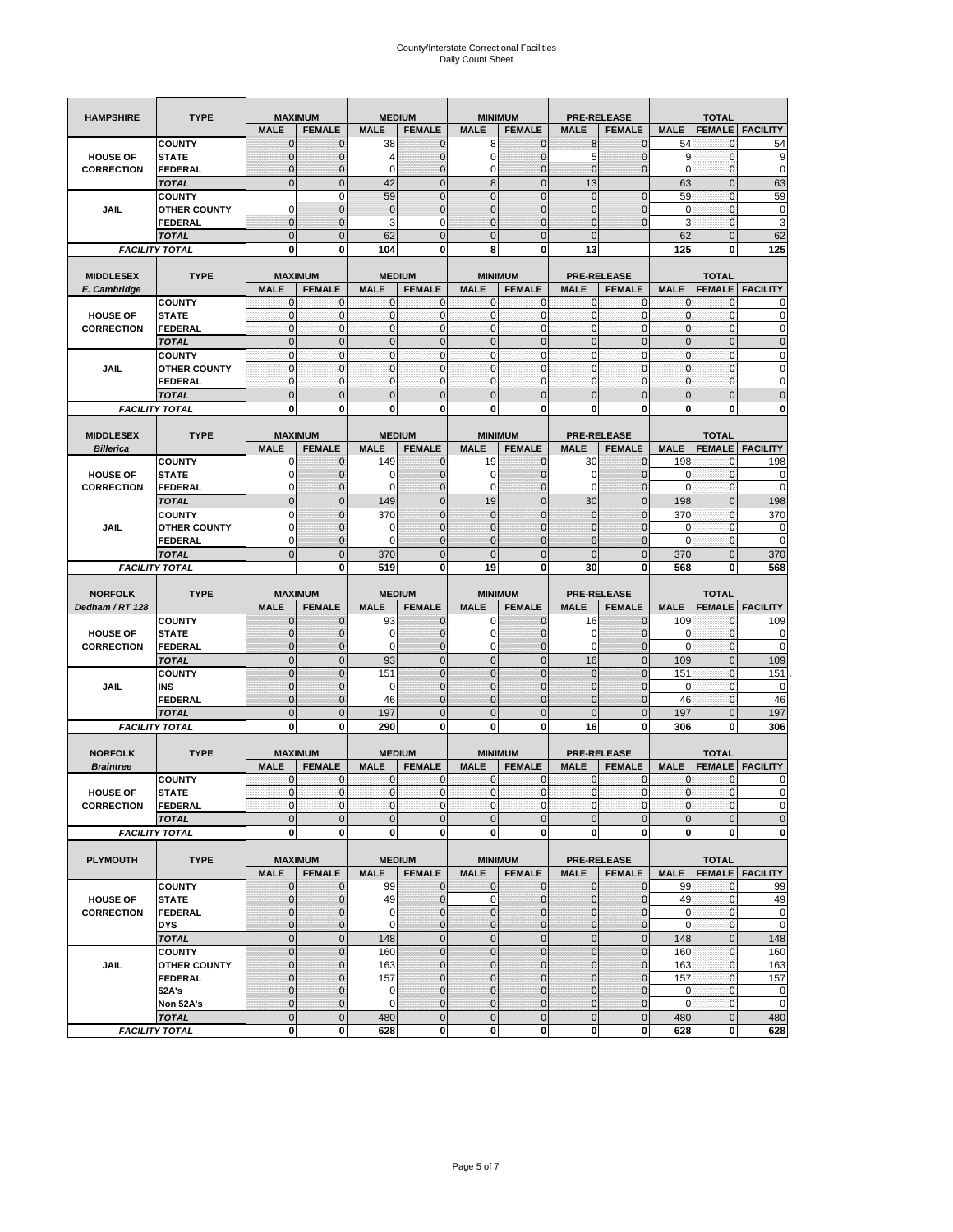# County/Interstate Correctional Facilities
## Daily Count Sheet

| HAMPSHIRE | TYPE | MAXIMUM | | MEDIUM | | MINIMUM | | PRE-RELEASE | | TOTAL | | |
|---|---|---|---|---|---|---|---|---|---|---|---|---|
| | | MALE | FEMALE | MALE | FEMALE | MALE | FEMALE | MALE | FEMALE | MALE | FEMALE | FACILITY |
| HOUSE OF CORRECTION | COUNTY | 0 | 0 | 38 | 0 | 8 | 0 | 8 | 0 | 54 | 0 | 54 |
| | STATE | 0 | 0 | 4 | 0 | 0 | 0 | 5 | 0 | 9 | 0 | 9 |
| | FEDERAL | 0 | 0 | 0 | 0 | 0 | 0 | 0 | 0 | 0 | 0 | 0 |
| | TOTAL | 0 | 0 | 42 | 0 | 8 | 0 | 13 | | 63 | 0 | 63 |
| JAIL | COUNTY | | 0 | 59 | 0 | 0 | 0 | 0 | 0 | 59 | 0 | 59 |
| | OTHER COUNTY | 0 | 0 | 0 | 0 | 0 | 0 | 0 | 0 | 0 | 0 | 0 |
| | FEDERAL | 0 | 0 | 3 | 0 | 0 | 0 | 0 | 0 | 3 | 0 | 3 |
| | TOTAL | 0 | 0 | 62 | 0 | 0 | 0 | 0 | | 62 | 0 | 62 |
| FACILITY TOTAL | | 0 | 0 | 104 | 0 | 8 | 0 | 13 | | 125 | 0 | 125 |

| MIDDLESEX E. Cambridge | TYPE | MAXIMUM | | MEDIUM | | MINIMUM | | PRE-RELEASE | | TOTAL | | |
|---|---|---|---|---|---|---|---|---|---|---|---|---|
| | | MALE | FEMALE | MALE | FEMALE | MALE | FEMALE | MALE | FEMALE | MALE | FEMALE | FACILITY |
| HOUSE OF CORRECTION | COUNTY | 0 | 0 | 0 | 0 | 0 | 0 | 0 | 0 | 0 | 0 | 0 |
| | STATE | 0 | 0 | 0 | 0 | 0 | 0 | 0 | 0 | 0 | 0 | 0 |
| | FEDERAL | 0 | 0 | 0 | 0 | 0 | 0 | 0 | 0 | 0 | 0 | 0 |
| | TOTAL | 0 | 0 | 0 | 0 | 0 | 0 | 0 | 0 | 0 | 0 | 0 |
| JAIL | COUNTY | 0 | 0 | 0 | 0 | 0 | 0 | 0 | 0 | 0 | 0 | 0 |
| | OTHER COUNTY | 0 | 0 | 0 | 0 | 0 | 0 | 0 | 0 | 0 | 0 | 0 |
| | FEDERAL | 0 | 0 | 0 | 0 | 0 | 0 | 0 | 0 | 0 | 0 | 0 |
| | TOTAL | 0 | 0 | 0 | 0 | 0 | 0 | 0 | 0 | 0 | 0 | 0 |
| FACILITY TOTAL | | 0 | 0 | 0 | 0 | 0 | 0 | 0 | 0 | 0 | 0 | 0 |

| MIDDLESEX Billerica | TYPE | MAXIMUM | | MEDIUM | | MINIMUM | | PRE-RELEASE | | TOTAL | | |
|---|---|---|---|---|---|---|---|---|---|---|---|---|
| | | MALE | FEMALE | MALE | FEMALE | MALE | FEMALE | MALE | FEMALE | MALE | FEMALE | FACILITY |
| HOUSE OF CORRECTION | COUNTY | 0 | 0 | 149 | 0 | 19 | 0 | 30 | 0 | 198 | 0 | 198 |
| | STATE | 0 | 0 | 0 | 0 | 0 | 0 | 0 | 0 | 0 | 0 | 0 |
| | FEDERAL | 0 | 0 | 0 | 0 | 0 | 0 | 0 | 0 | 0 | 0 | 0 |
| | TOTAL | 0 | 0 | 149 | 0 | 19 | 0 | 30 | 0 | 198 | 0 | 198 |
| JAIL | COUNTY | 0 | 0 | 370 | 0 | 0 | 0 | 0 | 0 | 370 | 0 | 370 |
| | OTHER COUNTY | 0 | 0 | 0 | 0 | 0 | 0 | 0 | 0 | 0 | 0 | 0 |
| | FEDERAL | 0 | 0 | 0 | 0 | 0 | 0 | 0 | 0 | 0 | 0 | 0 |
| | TOTAL | 0 | 0 | 370 | 0 | 0 | 0 | 0 | 0 | 370 | 0 | 370 |
| FACILITY TOTAL | | | 0 | 519 | 0 | 19 | 0 | 30 | 0 | 568 | 0 | 568 |

| NORFOLK Dedham / RT 128 | TYPE | MAXIMUM | | MEDIUM | | MINIMUM | | PRE-RELEASE | | TOTAL | | |
|---|---|---|---|---|---|---|---|---|---|---|---|---|
| | | MALE | FEMALE | MALE | FEMALE | MALE | FEMALE | MALE | FEMALE | MALE | FEMALE | FACILITY |
| HOUSE OF CORRECTION | COUNTY | 0 | 0 | 93 | 0 | 0 | 0 | 16 | 0 | 109 | 0 | 109 |
| | STATE | 0 | 0 | 0 | 0 | 0 | 0 | 0 | 0 | 0 | 0 | 0 |
| | FEDERAL | 0 | 0 | 0 | 0 | 0 | 0 | 0 | 0 | 0 | 0 | 0 |
| | TOTAL | 0 | 0 | 93 | 0 | 0 | 0 | 16 | 0 | 109 | 0 | 109 |
| JAIL | COUNTY | 0 | 0 | 151 | 0 | 0 | 0 | 0 | 0 | 151 | 0 | 151 |
| | INS | 0 | 0 | 0 | 0 | 0 | 0 | 0 | 0 | 0 | 0 | 0 |
| | FEDERAL | 0 | 0 | 46 | 0 | 0 | 0 | 0 | 0 | 46 | 0 | 46 |
| | TOTAL | 0 | 0 | 197 | 0 | 0 | 0 | 0 | 0 | 197 | 0 | 197 |
| FACILITY TOTAL | | 0 | 0 | 290 | 0 | 0 | 0 | 16 | 0 | 306 | 0 | 306 |

| NORFOLK Braintree | TYPE | MAXIMUM | | MEDIUM | | MINIMUM | | PRE-RELEASE | | TOTAL | | |
|---|---|---|---|---|---|---|---|---|---|---|---|---|
| | | MALE | FEMALE | MALE | FEMALE | MALE | FEMALE | MALE | FEMALE | MALE | FEMALE | FACILITY |
| HOUSE OF CORRECTION | COUNTY | 0 | 0 | 0 | 0 | 0 | 0 | 0 | 0 | 0 | 0 | 0 |
| | STATE | 0 | 0 | 0 | 0 | 0 | 0 | 0 | 0 | 0 | 0 | 0 |
| | FEDERAL | 0 | 0 | 0 | 0 | 0 | 0 | 0 | 0 | 0 | 0 | 0 |
| | TOTAL | 0 | 0 | 0 | 0 | 0 | 0 | 0 | 0 | 0 | 0 | 0 |
| FACILITY TOTAL | | 0 | 0 | 0 | 0 | 0 | 0 | 0 | 0 | 0 | 0 | 0 |

| PLYMOUTH | TYPE | MAXIMUM | | MEDIUM | | MINIMUM | | PRE-RELEASE | | TOTAL | | |
|---|---|---|---|---|---|---|---|---|---|---|---|---|
| | | MALE | FEMALE | MALE | FEMALE | MALE | FEMALE | MALE | FEMALE | MALE | FEMALE | FACILITY |
| HOUSE OF CORRECTION | COUNTY | 0 | 0 | 99 | 0 | 0 | 0 | 0 | 0 | 99 | 0 | 99 |
| | STATE | 0 | 0 | 49 | 0 | 0 | 0 | 0 | 0 | 49 | 0 | 49 |
| | FEDERAL | 0 | 0 | 0 | 0 | 0 | 0 | 0 | 0 | 0 | 0 | 0 |
| | DYS | 0 | 0 | 0 | 0 | 0 | 0 | 0 | 0 | 0 | 0 | 0 |
| | TOTAL | 0 | 0 | 148 | 0 | 0 | 0 | 0 | 0 | 148 | 0 | 148 |
| JAIL | COUNTY | 0 | 0 | 160 | 0 | 0 | 0 | 0 | 0 | 160 | 0 | 160 |
| | OTHER COUNTY | 0 | 0 | 163 | 0 | 0 | 0 | 0 | 0 | 163 | 0 | 163 |
| | FEDERAL | 0 | 0 | 157 | 0 | 0 | 0 | 0 | 0 | 157 | 0 | 157 |
| | 52A's | 0 | 0 | 0 | 0 | 0 | 0 | 0 | 0 | 0 | 0 | 0 |
| | Non 52A's | 0 | 0 | 0 | 0 | 0 | 0 | 0 | 0 | 0 | 0 | 0 |
| | TOTAL | 0 | 0 | 480 | 0 | 0 | 0 | 0 | 0 | 480 | 0 | 480 |
| FACILITY TOTAL | | 0 | 0 | 628 | 0 | 0 | 0 | 0 | 0 | 628 | 0 | 628 |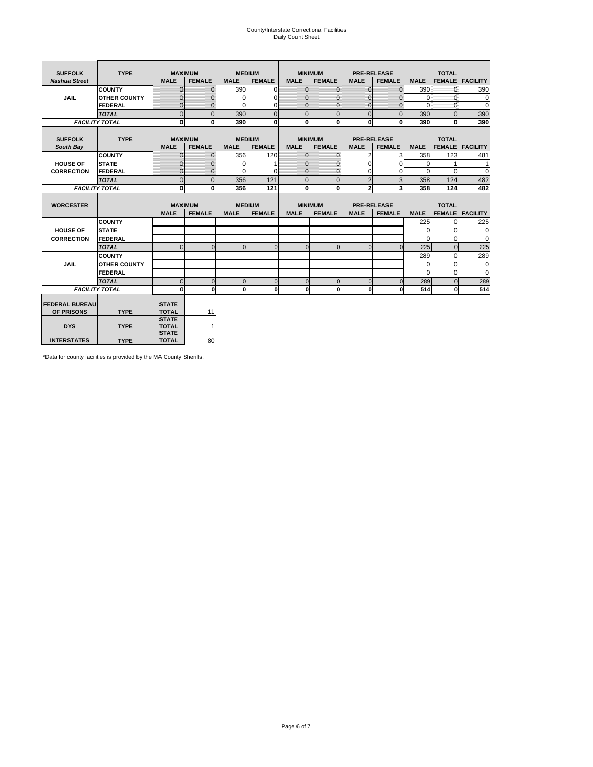County/Interstate Correctional Facilities
Daily Count Sheet

| SUFFOLK | TYPE | MAXIMUM | | MEDIUM | | MINIMUM | | PRE-RELEASE | | TOTAL | | |
|---|---|---|---|---|---|---|---|---|---|---|---|---|
| *Nashua Street* | | MALE | FEMALE | MALE | FEMALE | MALE | FEMALE | MALE | FEMALE | MALE | FEMALE | FACILITY |
| JAIL | COUNTY | 0 | 0 | 390 | 0 | 0 | 0 | 0 | 0 | 390 | 0 | 390 |
| | OTHER COUNTY | 0 | 0 | 0 | 0 | 0 | 0 | 0 | 0 | 0 | 0 | 0 |
| | FEDERAL | 0 | 0 | 0 | 0 | 0 | 0 | 0 | 0 | 0 | 0 | 0 |
| | *TOTAL* | 0 | 0 | 390 | 0 | 0 | 0 | 0 | 0 | 390 | 0 | 390 |
| *FACILITY TOTAL* | | **0** | **0** | **390** | **0** | **0** | **0** | **0** | **0** | **390** | **0** | **390** |

| SUFFOLK | TYPE | MAXIMUM | | MEDIUM | | MINIMUM | | PRE-RELEASE | | TOTAL | | |
|---|---|---|---|---|---|---|---|---|---|---|---|---|
| *South Bay* | | MALE | FEMALE | MALE | FEMALE | MALE | FEMALE | MALE | FEMALE | MALE | FEMALE | FACILITY |
| HOUSE OF CORRECTION | COUNTY | 0 | 0 | 356 | 120 | 0 | 0 | 2 | 3 | 358 | 123 | 481 |
| | STATE | 0 | 0 | 0 | 1 | 0 | 0 | 0 | 0 | 0 | 1 | 1 |
| | FEDERAL | 0 | 0 | 0 | 0 | 0 | 0 | 0 | 0 | 0 | 0 | 0 |
| | *TOTAL* | 0 | 0 | 356 | 121 | 0 | 0 | 2 | 3 | 358 | 124 | 482 |
| *FACILITY TOTAL* | | **0** | **0** | **356** | **121** | **0** | **0** | **2** | **3** | **358** | **124** | **482** |

| WORCESTER | | MAXIMUM | | MEDIUM | | MINIMUM | | PRE-RELEASE | | TOTAL | | |
|---|---|---|---|---|---|---|---|---|---|---|---|---|
| | | MALE | FEMALE | MALE | FEMALE | MALE | FEMALE | MALE | FEMALE | MALE | FEMALE | FACILITY |
| HOUSE OF CORRECTION | COUNTY | | | | | | | | | 225 | 0 | 225 |
| | STATE | | | | | | | | | 0 | 0 | 0 |
| | FEDERAL | | | | | | | | | 0 | 0 | 0 |
| | *TOTAL* | 0 | 0 | 0 | 0 | 0 | 0 | 0 | 0 | 225 | 0 | 225 |
| JAIL | COUNTY | | | | | | | | | 289 | 0 | 289 |
| | OTHER COUNTY | | | | | | | | | 0 | 0 | 0 |
| | FEDERAL | | | | | | | | | 0 | 0 | 0 |
| | *TOTAL* | 0 | 0 | 0 | 0 | 0 | 0 | 0 | 0 | 289 | 0 | 289 |
| *FACILITY TOTAL* | | **0** | **0** | **0** | **0** | **0** | **0** | **0** | **0** | **514** | **0** | **514** |

| | | | |
|---|---|---|---|
| FEDERAL BUREAU OF PRISONS | TYPE | STATE TOTAL | 11 |
| DYS | TYPE | STATE TOTAL | 1 |
| INTERSTATES | TYPE | STATE TOTAL | 80 |

*Data for county facilities is provided by the MA County Sheriffs.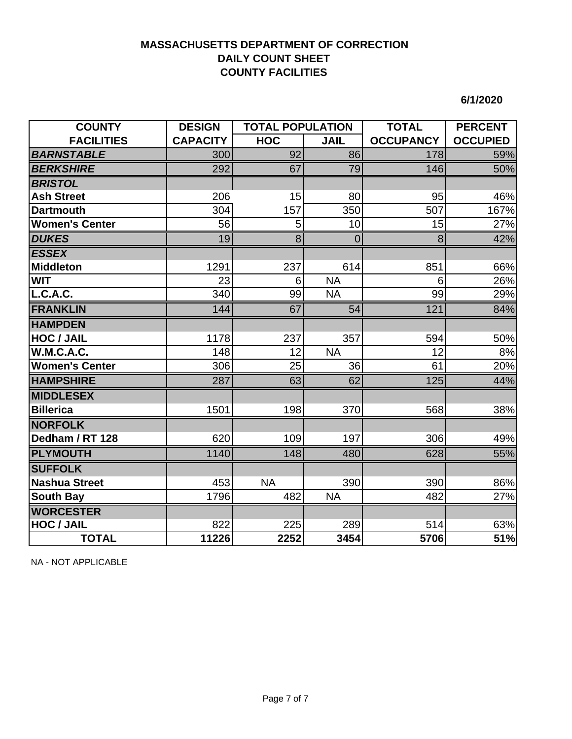# MASSACHUSETTS DEPARTMENT OF CORRECTION
## DAILY COUNT SHEET
## COUNTY FACILITIES

**6/1/2020**

| COUNTY FACILITIES | DESIGN CAPACITY | TOTAL POPULATION | | TOTAL OCCUPANCY | PERCENT OCCUPIED |
|---|---|---|---|---|---|
| | | HOC | JAIL | | |
| ***BARNSTABLE*** | 300 | 92 | 86 | 178 | 59% |
| ***BERKSHIRE*** | 292 | 67 | 79 | 146 | 50% |
| ***BRISTOL*** | | | | | |
| **Ash Street** | 206 | 15 | 80 | 95 | 46% |
| **Dartmouth** | 304 | 157 | 350 | 507 | 167% |
| **Women's Center** | 56 | 5 | 10 | 15 | 27% |
| ***DUKES*** | 19 | 8 | 0 | 8 | 42% |
| ***ESSEX*** | | | | | |
| **Middleton** | 1291 | 237 | 614 | 851 | 66% |
| **WIT** | 23 | 6 | NA | 6 | 26% |
| **L.C.A.C.** | 340 | 99 | NA | 99 | 29% |
| **FRANKLIN** | 144 | 67 | 54 | 121 | 84% |
| **HAMPDEN** | | | | | |
| **HOC / JAIL** | 1178 | 237 | 357 | 594 | 50% |
| **W.M.C.A.C.** | 148 | 12 | NA | 12 | 8% |
| **Women's Center** | 306 | 25 | 36 | 61 | 20% |
| **HAMPSHIRE** | 287 | 63 | 62 | 125 | 44% |
| **MIDDLESEX** | | | | | |
| **Billerica** | 1501 | 198 | 370 | 568 | 38% |
| **NORFOLK** | | | | | |
| **Dedham / RT 128** | 620 | 109 | 197 | 306 | 49% |
| **PLYMOUTH** | 1140 | 148 | 480 | 628 | 55% |
| **SUFFOLK** | | | | | |
| **Nashua Street** | 453 | NA | 390 | 390 | 86% |
| **South Bay** | 1796 | 482 | NA | 482 | 27% |
| **WORCESTER** | | | | | |
| **HOC / JAIL** | 822 | 225 | 289 | 514 | 63% |
| **TOTAL** | **11226** | **2252** | **3454** | **5706** | **51%** |

NA - NOT APPLICABLE